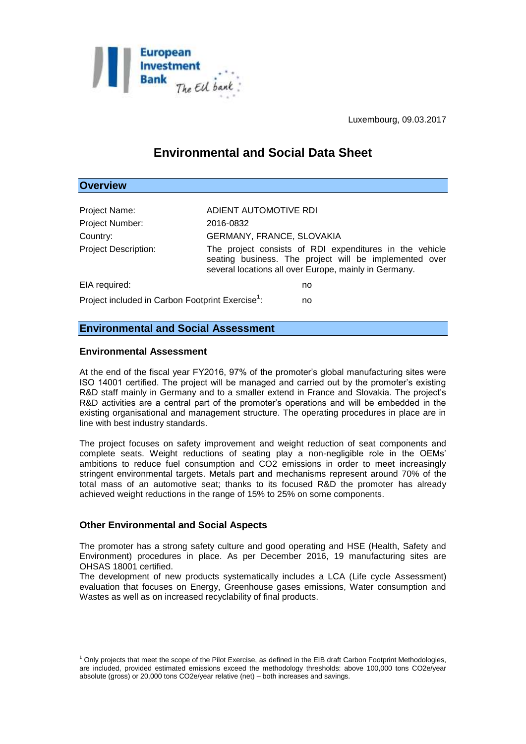Luxembourg, 09.03.2017

# Environmental and Social Data Sheet

## Overview

| | |
|---|---|
| Project Name: | ADIENT AUTOMOTIVE RDI |
| Project Number: | 2016-0832 |
| Country: | GERMANY, FRANCE, SLOVAKIA |
| Project Description: | The project consists of RDI expenditures in the vehicle seating business. The project will be implemented over several locations all over Europe, mainly in Germany. |
| EIA required: | no |
| Project included in Carbon Footprint Exercise[1]: | no |

## Environmental and Social Assessment

### Environmental Assessment

At the end of the fiscal year FY2016, 97% of the promoter's global manufacturing sites were ISO 14001 certified. The project will be managed and carried out by the promoter's existing R&D staff mainly in Germany and to a smaller extend in France and Slovakia. The project's R&D activities are a central part of the promoter's operations and will be embedded in the existing organisational and management structure. The operating procedures in place are in line with best industry standards.

The project focuses on safety improvement and weight reduction of seat components and complete seats. Weight reductions of seating play a non-negligible role in the OEMs' ambitions to reduce fuel consumption and $CO_2$ emissions in order to meet increasingly stringent environmental targets. Metals part and mechanisms represent around 70% of the total mass of an automotive seat; thanks to its focused R&D the promoter has already achieved weight reductions in the range of 15% to 25% on some components.

### Other Environmental and Social Aspects

The promoter has a strong safety culture and good operating and HSE (Health, Safety and Environment) procedures in place. As per December 2016, 19 manufacturing sites are OHSAS 18001 certified.

The development of new products systematically includes a LCA (Life cycle Assessment) evaluation that focuses on Energy, Greenhouse gases emissions, Water consumption and Wastes as well as on increased recyclability of final products.

---

[1] Only projects that meet the scope of the Pilot Exercise, as defined in the EIB draft Carbon Footprint Methodologies, are included, provided estimated emissions exceed the methodology thresholds: above 100,000 tons CO2e/year absolute (gross) or 20,000 tons CO2e/year relative (net) – both increases and savings.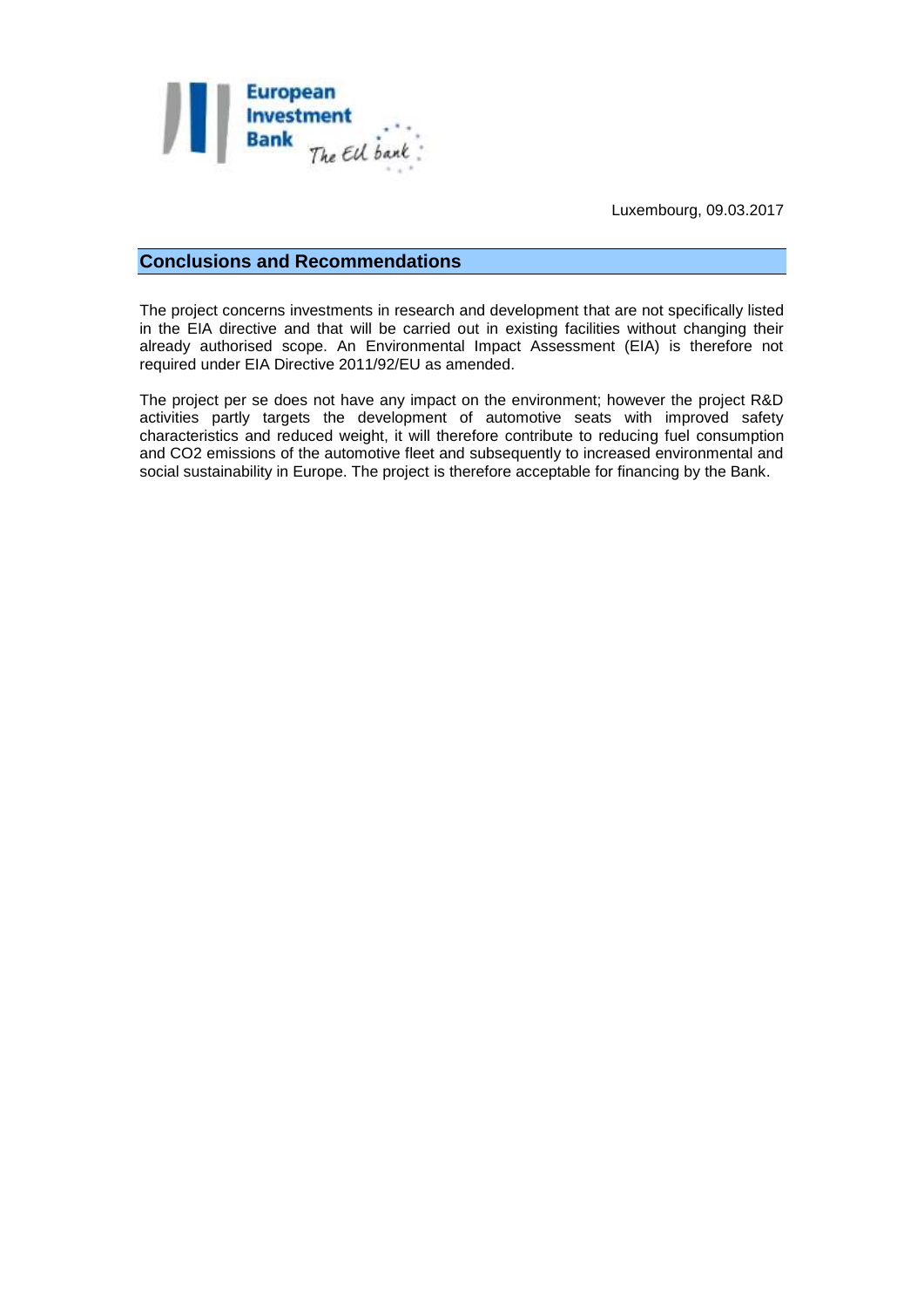Luxembourg, 09.03.2017

## Conclusions and Recommendations

The project concerns investments in research and development that are not specifically listed in the EIA directive and that will be carried out in existing facilities without changing their already authorised scope. An Environmental Impact Assessment (EIA) is therefore not required under EIA Directive 2011/92/EU as amended.

The project per se does not have any impact on the environment; however the project R&D activities partly targets the development of automotive seats with improved safety characteristics and reduced weight, it will therefore contribute to reducing fuel consumption and $CO_2$ emissions of the automotive fleet and subsequently to increased environmental and social sustainability in Europe. The project is therefore acceptable for financing by the Bank.